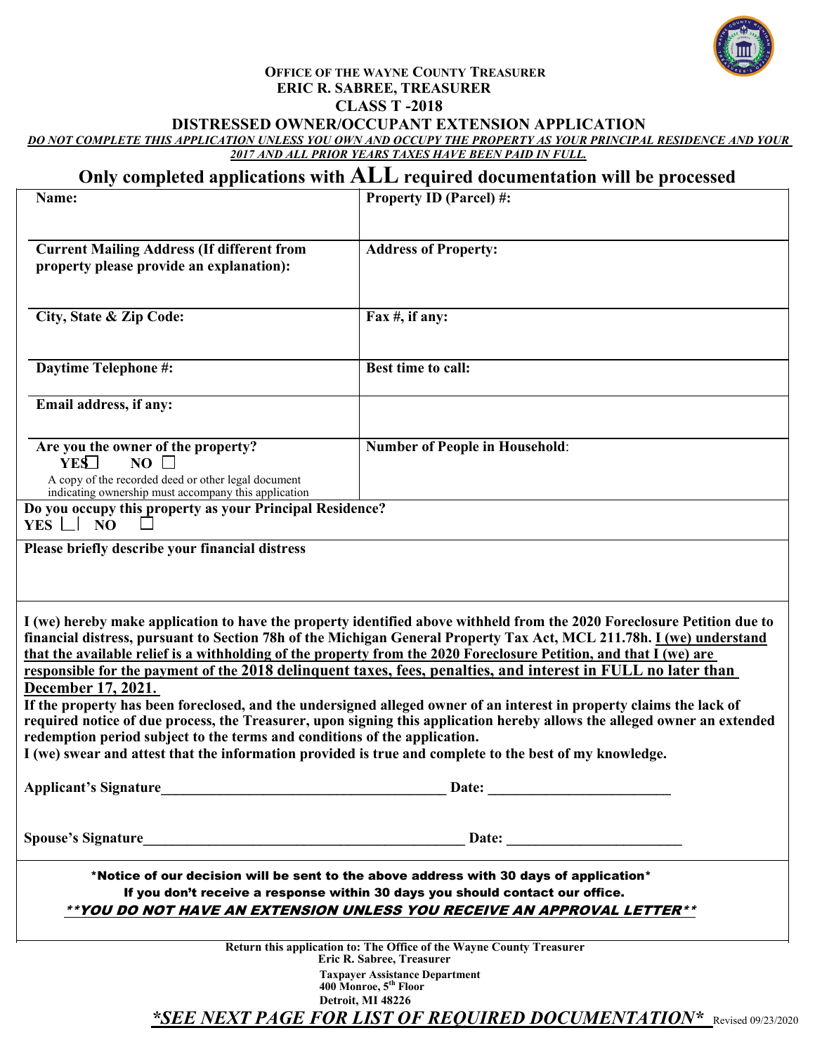**OFFICE OF THE WAYNE COUNTY TREASURER**
**ERIC R. SABREE, TREASURER**
**CLASS T -2018**

# DISTRESSED OWNER/OCCUPANT EXTENSION APPLICATION

***DO NOT COMPLETE THIS APPLICATION UNLESS YOU OWN AND OCCUPY THE PROPERTY AS YOUR PRINCIPAL RESIDENCE AND YOUR 2017 AND ALL PRIOR YEARS TAXES HAVE BEEN PAID IN FULL.***

## Only completed applications with ALL required documentation will be processed

| | |
|---|---|
| **Name:** | **Property ID (Parcel) #:** |
| **Current Mailing Address (If different from property please provide an explanation):** | **Address of Property:** |
| **City, State & Zip Code:** | **Fax #, if any:** |
| **Daytime Telephone #:** | **Best time to call:** |
| **Email address, if any:** | |
| **Are you the owner of the property?** **YES** ☐ **NO** ☐ <br> A copy of the recorded deed or other legal document indicating ownership must accompany this application | **Number of People in Household:** |
| **Do you occupy this property as your Principal Residence?** **YES** ☐ **NO** ☐ | |
| **Please briefly describe your financial distress** | |

**I (we) hereby make application to have the property identified above withheld from the 2020 Foreclosure Petition due to financial distress, pursuant to Section 78h of the Michigan General Property Tax Act, MCL 211.78h. I (we) understand that the available relief is a withholding of the property from the 2020 Foreclosure Petition, and that I (we) are responsible for the payment of the 2018 delinquent taxes, fees, penalties, and interest in FULL no later than December 17, 2021.**

**If the property has been foreclosed, and the undersigned alleged owner of an interest in property claims the lack of required notice of due process, the Treasurer, upon signing this application hereby allows the alleged owner an extended redemption period subject to the terms and conditions of the application.**

**I (we) swear and attest that the information provided is true and complete to the best of my knowledge.**

**Applicant's Signature**_______________________________________ **Date:** _________________________

**Spouse's Signature**____________________________________________ **Date:** ________________________

**\*Notice of our decision will be sent to the above address with 30 days of application\***

**If you don't receive a response within 30 days you should contact our office.**

***\*\*YOU DO NOT HAVE AN EXTENSION UNLESS YOU RECEIVE AN APPROVAL LETTER\*\****

**Return this application to: The Office of the Wayne County Treasurer**
**Eric R. Sabree, Treasurer**
**Taxpayer Assistance Department**
**400 Monroe, 5th Floor**
**Detroit, MI 48226**

***\*SEE NEXT PAGE FOR LIST OF REQUIRED DOCUMENTATION\**** Revised 09/23/2020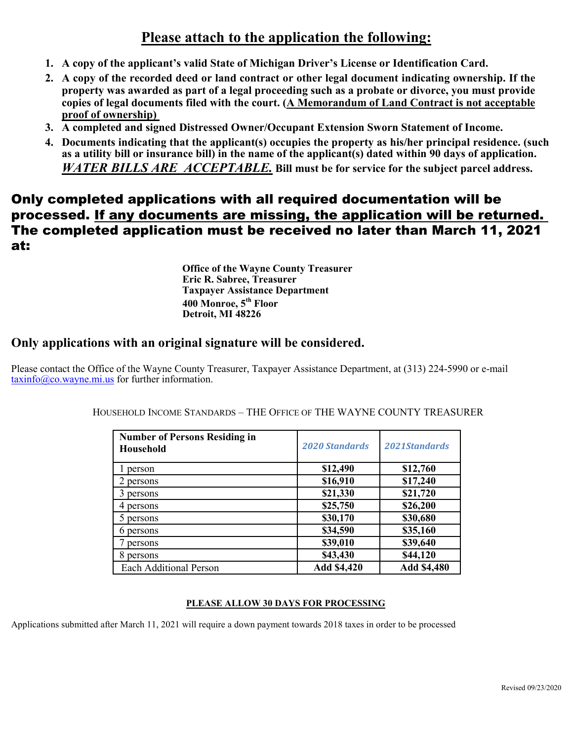## Please attach to the application the following:

1. **A copy of the applicant's valid State of Michigan Driver's License or Identification Card.**
2. **A copy of the recorded deed or land contract or other legal document indicating ownership. If the property was awarded as part of a legal proceeding such as a probate or divorce, you must provide copies of legal documents filed with the court. (A Memorandum of Land Contract is not acceptable proof of ownership)**
3. **A completed and signed Distressed Owner/Occupant Extension Sworn Statement of Income.**
4. **Documents indicating that the applicant(s) occupies the property as his/her principal residence. (such as a utility bill or insurance bill) in the name of the applicant(s) dated within 90 days of application.** ***WATER BILLS ARE ACCEPTABLE.*** **Bill must be for service for the subject parcel address.**

## Only completed applications with all required documentation will be processed. If any documents are missing, the application will be returned. The completed application must be received no later than March 11, 2021 at:

**Office of the Wayne County Treasurer**
**Eric R. Sabree, Treasurer**
**Taxpayer Assistance Department**
**400 Monroe, 5th Floor**
**Detroit, MI 48226**

## Only applications with an original signature will be considered.

Please contact the Office of the Wayne County Treasurer, Taxpayer Assistance Department, at (313) 224-5990 or e-mail taxinfo@co.wayne.mi.us for further information.

HOUSEHOLD INCOME STANDARDS – THE OFFICE OF THE WAYNE COUNTY TREASURER

| Number of Persons Residing in Household | *2020 Standards* | *2021Standards* |
|---|---|---|
| 1 person | $12,490 | $12,760 |
| 2 persons | $16,910 | $17,240 |
| 3 persons | $21,330 | $21,720 |
| 4 persons | $25,750 | $26,200 |
| 5 persons | $30,170 | $30,680 |
| 6 persons | $34,590 | $35,160 |
| 7 persons | $39,010 | $39,640 |
| 8 persons | $43,430 | $44,120 |
| Each Additional Person | Add $4,420 | Add $4,480 |

**PLEASE ALLOW 30 DAYS FOR PROCESSING**

Applications submitted after March 11, 2021 will require a down payment towards 2018 taxes in order to be processed

Revised 09/23/2020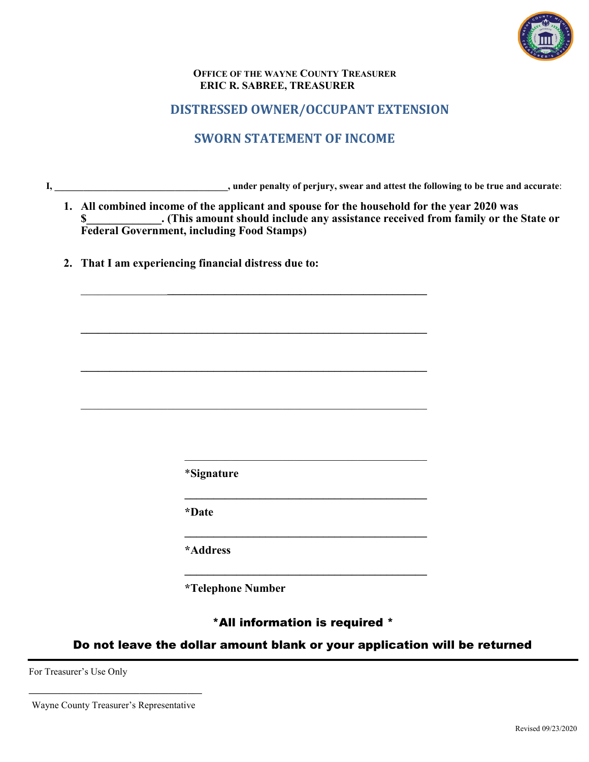**OFFICE OF THE WAYNE COUNTY TREASURER**
**ERIC R. SABREE, TREASURER**

## DISTRESSED OWNER/OCCUPANT EXTENSION

## SWORN STATEMENT OF INCOME

**I, ___________________________________, under penalty of perjury, swear and attest the following to be true and accurate**:

1. **All combined income of the applicant and spouse for the household for the year 2020 was $_____________. (This amount should include any assistance received from family or the State or Federal Government, including Food Stamps)**

2. **That I am experiencing financial distress due to:**

_________________________________________________________________

_________________________________________________________________

_________________________________________________________________

_________________________________________________________________

____________________________________________

**\*Signature**

____________________________________________

**\*Date**

____________________________________________

**\*Address**

____________________________________________

**\*Telephone Number**

**\*All information is required \***

**Do not leave the dollar amount blank or your application will be returned**

---

For Treasurer's Use Only

___________________________________

Wayne County Treasurer's Representative

Revised 09/23/2020